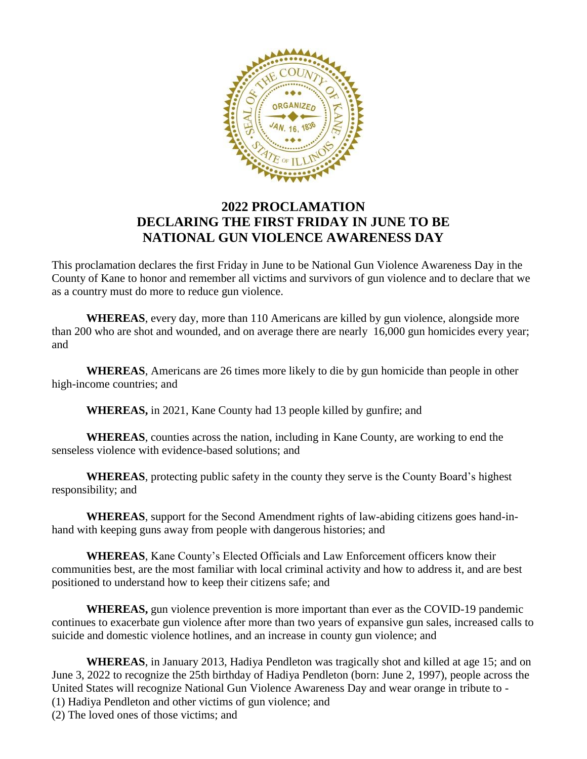# 2022 PROCLAMATION
# DECLARING THE FIRST FRIDAY IN JUNE TO BE
# NATIONAL GUN VIOLENCE AWARENESS DAY

This proclamation declares the first Friday in June to be National Gun Violence Awareness Day in the County of Kane to honor and remember all victims and survivors of gun violence and to declare that we as a country must do more to reduce gun violence.

**WHEREAS**, every day, more than 110 Americans are killed by gun violence, alongside more than 200 who are shot and wounded, and on average there are nearly 16,000 gun homicides every year; and

**WHEREAS**, Americans are 26 times more likely to die by gun homicide than people in other high-income countries; and

**WHEREAS,** in 2021, Kane County had 13 people killed by gunfire; and

**WHEREAS**, counties across the nation, including in Kane County, are working to end the senseless violence with evidence-based solutions; and

**WHEREAS**, protecting public safety in the county they serve is the County Board's highest responsibility; and

**WHEREAS**, support for the Second Amendment rights of law-abiding citizens goes hand-in-hand with keeping guns away from people with dangerous histories; and

**WHEREAS**, Kane County's Elected Officials and Law Enforcement officers know their communities best, are the most familiar with local criminal activity and how to address it, and are best positioned to understand how to keep their citizens safe; and

**WHEREAS,** gun violence prevention is more important than ever as the COVID-19 pandemic continues to exacerbate gun violence after more than two years of expansive gun sales, increased calls to suicide and domestic violence hotlines, and an increase in county gun violence; and

**WHEREAS**, in January 2013, Hadiya Pendleton was tragically shot and killed at age 15; and on June 3, 2022 to recognize the 25th birthday of Hadiya Pendleton (born: June 2, 1997), people across the United States will recognize National Gun Violence Awareness Day and wear orange in tribute to -
(1) Hadiya Pendleton and other victims of gun violence; and
(2) The loved ones of those victims; and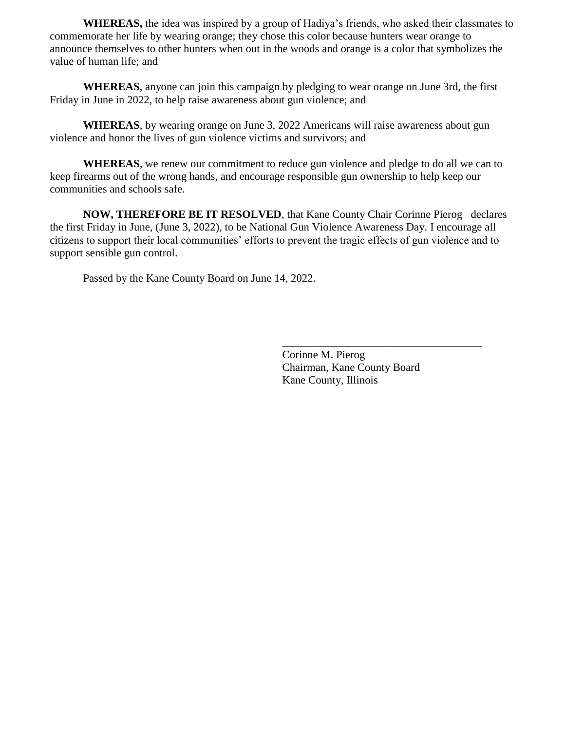**WHEREAS,** the idea was inspired by a group of Hadiya's friends, who asked their classmates to commemorate her life by wearing orange; they chose this color because hunters wear orange to announce themselves to other hunters when out in the woods and orange is a color that symbolizes the value of human life; and

**WHEREAS**, anyone can join this campaign by pledging to wear orange on June 3rd, the first Friday in June in 2022, to help raise awareness about gun violence; and

**WHEREAS**, by wearing orange on June 3, 2022 Americans will raise awareness about gun violence and honor the lives of gun violence victims and survivors; and

**WHEREAS**, we renew our commitment to reduce gun violence and pledge to do all we can to keep firearms out of the wrong hands, and encourage responsible gun ownership to help keep our communities and schools safe.

**NOW, THEREFORE BE IT RESOLVED**, that Kane County Chair Corinne Pierog declares the first Friday in June, (June 3, 2022), to be National Gun Violence Awareness Day. I encourage all citizens to support their local communities' efforts to prevent the tragic effects of gun violence and to support sensible gun control.

Passed by the Kane County Board on June 14, 2022.

\_\_\_\_\_\_\_\_\_\_\_\_\_\_\_\_\_\_\_\_\_\_\_\_\_\_\_\_\_\_\_\_\_\_\_\_

Corinne M. Pierog
Chairman, Kane County Board
Kane County, Illinois